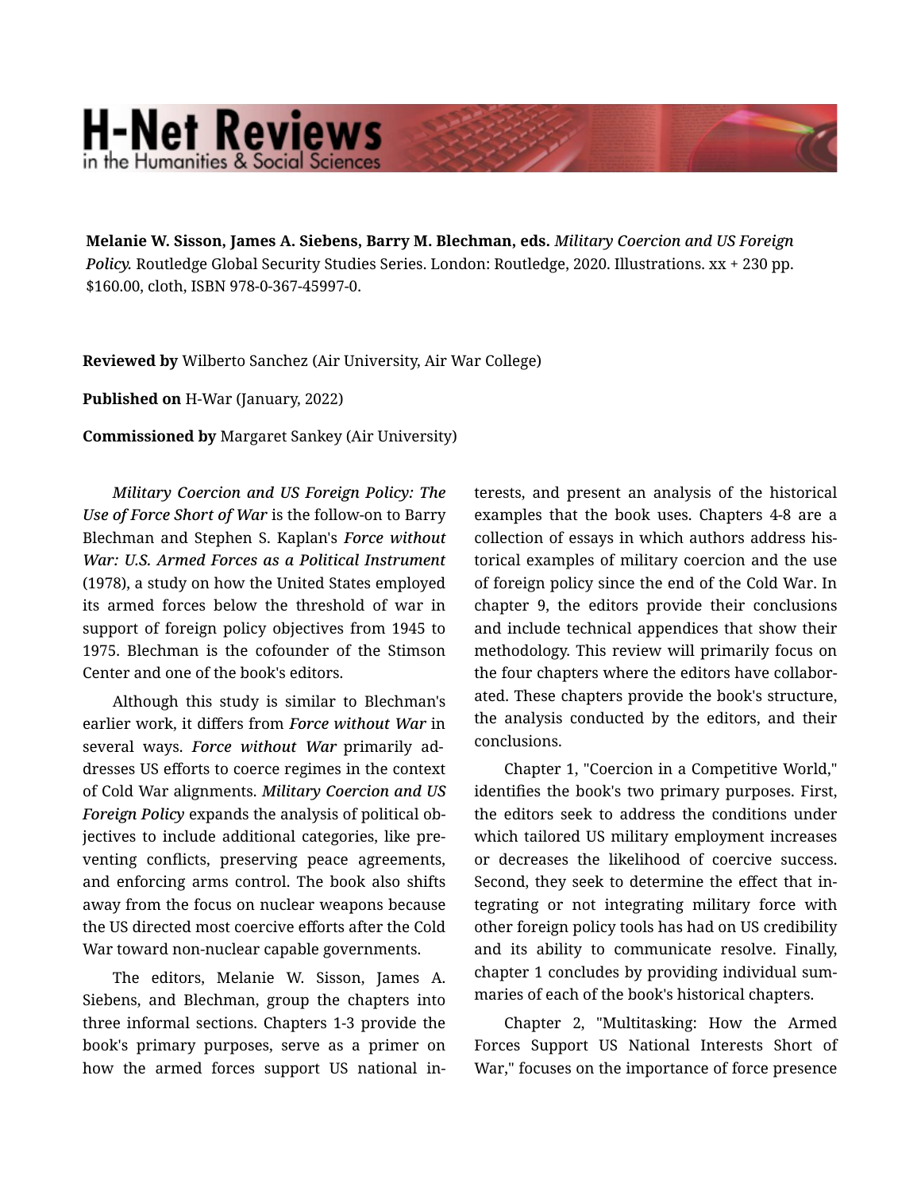**Melanie W. Sisson, James A. Siebens, Barry M. Blechman, eds.** *Military Coercion and US Foreign Policy.* Routledge Global Security Studies Series. London: Routledge, 2020. Illustrations. xx + 230 pp. $160.00, cloth, ISBN 978-0-367-45997-0.

**Reviewed by** Wilberto Sanchez (Air University, Air War College)

**Published on** H-War (January, 2022)

**Commissioned by** Margaret Sankey (Air University)

*Military Coercion and US Foreign Policy: The Use of Force Short of War* is the follow-on to Barry Blechman and Stephen S. Kaplan's *Force without War: U.S. Armed Forces as a Political Instrument* (1978), a study on how the United States employed its armed forces below the threshold of war in support of foreign policy objectives from 1945 to 1975. Blechman is the cofounder of the Stimson Center and one of the book's editors.

Although this study is similar to Blechman's earlier work, it differs from *Force without War* in several ways. *Force without War* primarily addresses US efforts to coerce regimes in the context of Cold War alignments. *Military Coercion and US Foreign Policy* expands the analysis of political objectives to include additional categories, like preventing conflicts, preserving peace agreements, and enforcing arms control. The book also shifts away from the focus on nuclear weapons because the US directed most coercive efforts after the Cold War toward non-nuclear capable governments.

The editors, Melanie W. Sisson, James A. Siebens, and Blechman, group the chapters into three informal sections. Chapters 1-3 provide the book's primary purposes, serve as a primer on how the armed forces support US national interests, and present an analysis of the historical examples that the book uses. Chapters 4-8 are a collection of essays in which authors address historical examples of military coercion and the use of foreign policy since the end of the Cold War. In chapter 9, the editors provide their conclusions and include technical appendices that show their methodology. This review will primarily focus on the four chapters where the editors have collaborated. These chapters provide the book's structure, the analysis conducted by the editors, and their conclusions.

Chapter 1, "Coercion in a Competitive World," identifies the book's two primary purposes. First, the editors seek to address the conditions under which tailored US military employment increases or decreases the likelihood of coercive success. Second, they seek to determine the effect that integrating or not integrating military force with other foreign policy tools has had on US credibility and its ability to communicate resolve. Finally, chapter 1 concludes by providing individual summaries of each of the book's historical chapters.

Chapter 2, "Multitasking: How the Armed Forces Support US National Interests Short of War," focuses on the importance of force presence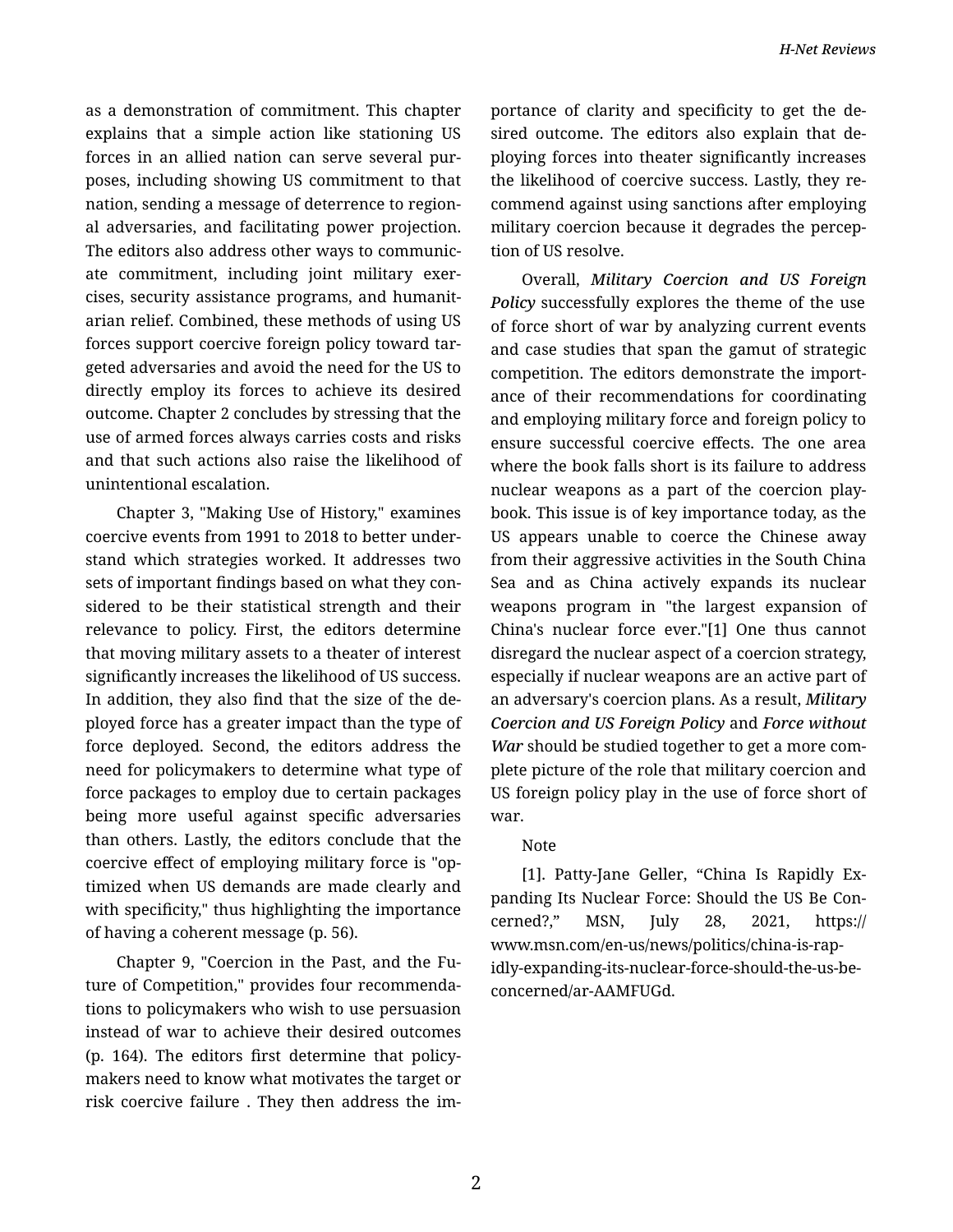as a demonstration of commitment. This chapter explains that a simple action like stationing US forces in an allied nation can serve several purposes, including showing US commitment to that nation, sending a message of deterrence to regional adversaries, and facilitating power projection. The editors also address other ways to communicate commitment, including joint military exercises, security assistance programs, and humanitarian relief. Combined, these methods of using US forces support coercive foreign policy toward targeted adversaries and avoid the need for the US to directly employ its forces to achieve its desired outcome. Chapter 2 concludes by stressing that the use of armed forces always carries costs and risks and that such actions also raise the likelihood of unintentional escalation.

Chapter 3, "Making Use of History," examines coercive events from 1991 to 2018 to better understand which strategies worked. It addresses two sets of important findings based on what they considered to be their statistical strength and their relevance to policy. First, the editors determine that moving military assets to a theater of interest significantly increases the likelihood of US success. In addition, they also find that the size of the deployed force has a greater impact than the type of force deployed. Second, the editors address the need for policymakers to determine what type of force packages to employ due to certain packages being more useful against specific adversaries than others. Lastly, the editors conclude that the coercive effect of employing military force is "optimized when US demands are made clearly and with specificity," thus highlighting the importance of having a coherent message (p. 56).

Chapter 9, "Coercion in the Past, and the Future of Competition," provides four recommendations to policymakers who wish to use persuasion instead of war to achieve their desired outcomes (p. 164). The editors first determine that policymakers need to know what motivates the target or risk coercive failure . They then address the importance of clarity and specificity to get the desired outcome. The editors also explain that deploying forces into theater significantly increases the likelihood of coercive success. Lastly, they recommend against using sanctions after employing military coercion because it degrades the perception of US resolve.

Overall, ***Military Coercion and US Foreign Policy*** successfully explores the theme of the use of force short of war by analyzing current events and case studies that span the gamut of strategic competition. The editors demonstrate the importance of their recommendations for coordinating and employing military force and foreign policy to ensure successful coercive effects. The one area where the book falls short is its failure to address nuclear weapons as a part of the coercion playbook. This issue is of key importance today, as the US appears unable to coerce the Chinese away from their aggressive activities in the South China Sea and as China actively expands its nuclear weapons program in "the largest expansion of China's nuclear force ever."[1] One thus cannot disregard the nuclear aspect of a coercion strategy, especially if nuclear weapons are an active part of an adversary's coercion plans. As a result, ***Military Coercion and US Foreign Policy*** and ***Force without War*** should be studied together to get a more complete picture of the role that military coercion and US foreign policy play in the use of force short of war.

Note

[1]. Patty-Jane Geller, “China Is Rapidly Expanding Its Nuclear Force: Should the US Be Concerned?,” MSN, July 28, 2021, https://www.msn.com/en-us/news/politics/china-is-rapidly-expanding-its-nuclear-force-should-the-us-be-concerned/ar-AAMFUGd.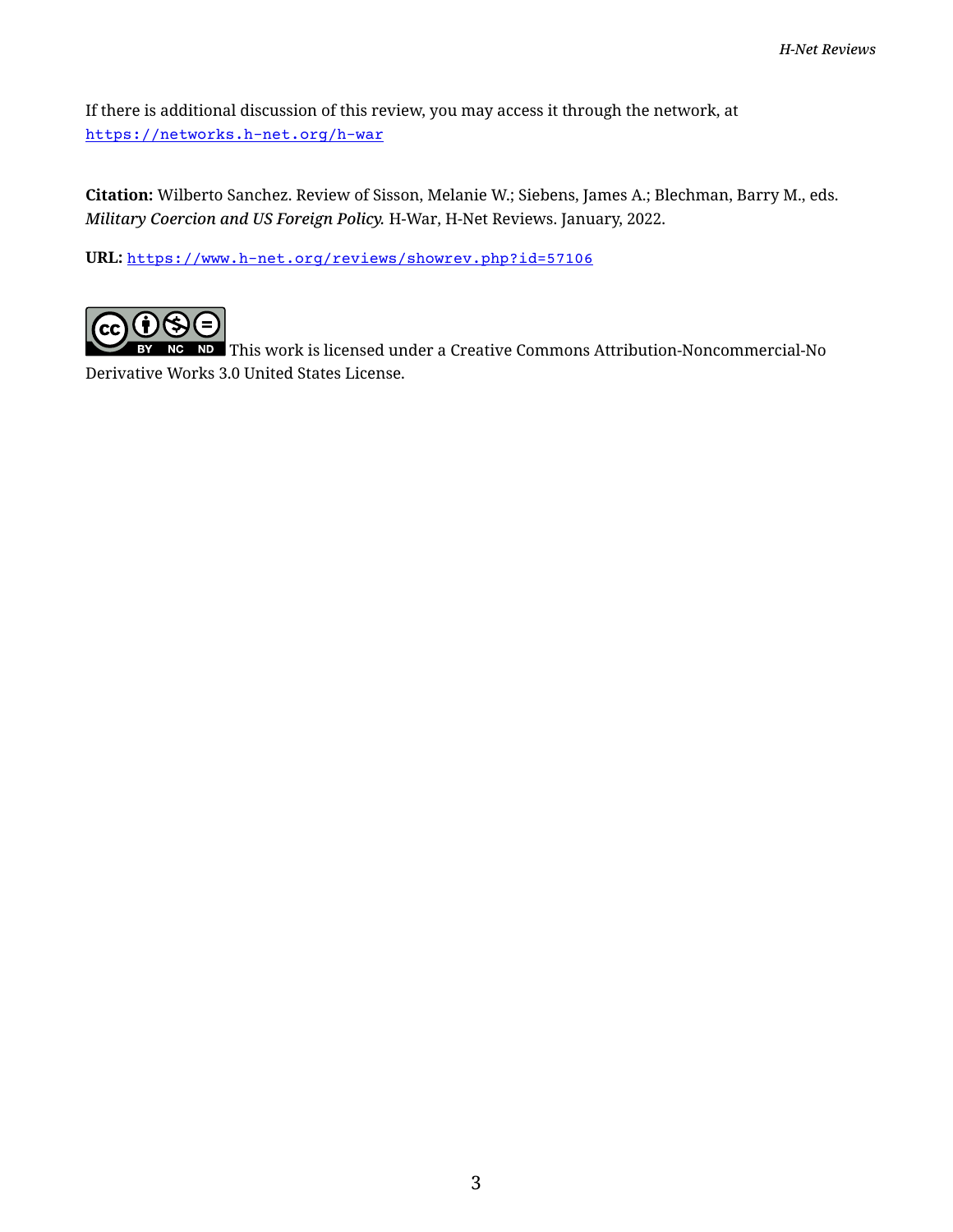If there is additional discussion of this review, you may access it through the network, at https://networks.h-net.org/h-war

**Citation:** Wilberto Sanchez. Review of Sisson, Melanie W.; Siebens, James A.; Blechman, Barry M., eds. *Military Coercion and US Foreign Policy.* H-War, H-Net Reviews. January, 2022.

**URL:** https://www.h-net.org/reviews/showrev.php?id=57106

This work is licensed under a Creative Commons Attribution-Noncommercial-No Derivative Works 3.0 United States License.